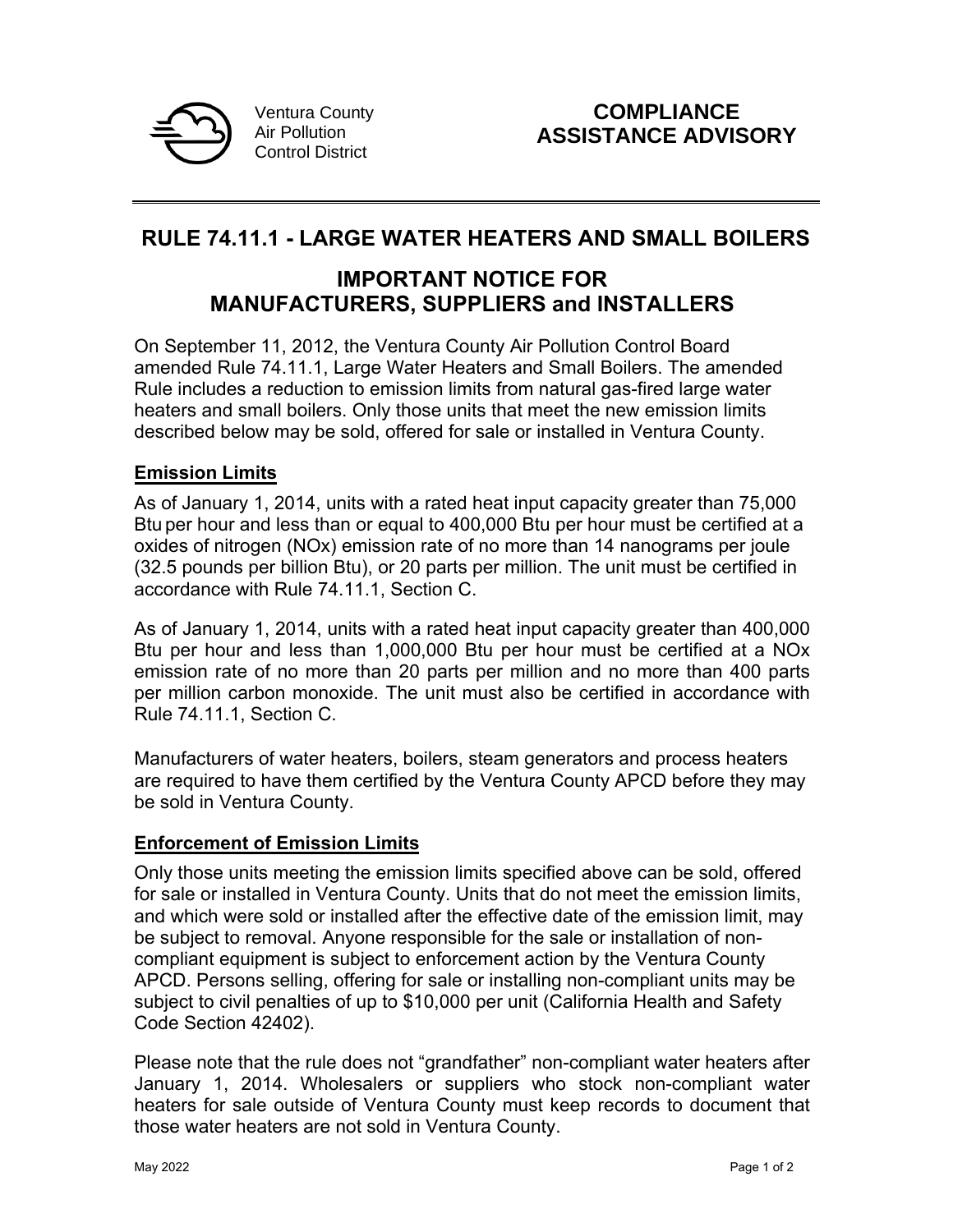Ventura County Air Pollution Control District

# COMPLIANCE ASSISTANCE ADVISORY

## RULE 74.11.1 - LARGE WATER HEATERS AND SMALL BOILERS

## IMPORTANT NOTICE FOR MANUFACTURERS, SUPPLIERS and INSTALLERS

On September 11, 2012, the Ventura County Air Pollution Control Board amended Rule 74.11.1, Large Water Heaters and Small Boilers. The amended Rule includes a reduction to emission limits from natural gas-fired large water heaters and small boilers. Only those units that meet the new emission limits described below may be sold, offered for sale or installed in Ventura County.

### Emission Limits

As of January 1, 2014, units with a rated heat input capacity greater than 75,000 Btu per hour and less than or equal to 400,000 Btu per hour must be certified at a oxides of nitrogen (NOx) emission rate of no more than 14 nanograms per joule (32.5 pounds per billion Btu), or 20 parts per million. The unit must be certified in accordance with Rule 74.11.1, Section C.

As of January 1, 2014, units with a rated heat input capacity greater than 400,000 Btu per hour and less than 1,000,000 Btu per hour must be certified at a NOx emission rate of no more than 20 parts per million and no more than 400 parts per million carbon monoxide. The unit must also be certified in accordance with Rule 74.11.1, Section C.

Manufacturers of water heaters, boilers, steam generators and process heaters are required to have them certified by the Ventura County APCD before they may be sold in Ventura County.

### Enforcement of Emission Limits

Only those units meeting the emission limits specified above can be sold, offered for sale or installed in Ventura County. Units that do not meet the emission limits, and which were sold or installed after the effective date of the emission limit, may be subject to removal. Anyone responsible for the sale or installation of non-compliant equipment is subject to enforcement action by the Ventura County APCD. Persons selling, offering for sale or installing non-compliant units may be subject to civil penalties of up to $10,000 per unit (California Health and Safety Code Section 42402).

Please note that the rule does not "grandfather" non-compliant water heaters after January 1, 2014. Wholesalers or suppliers who stock non-compliant water heaters for sale outside of Ventura County must keep records to document that those water heaters are not sold in Ventura County.

May 2022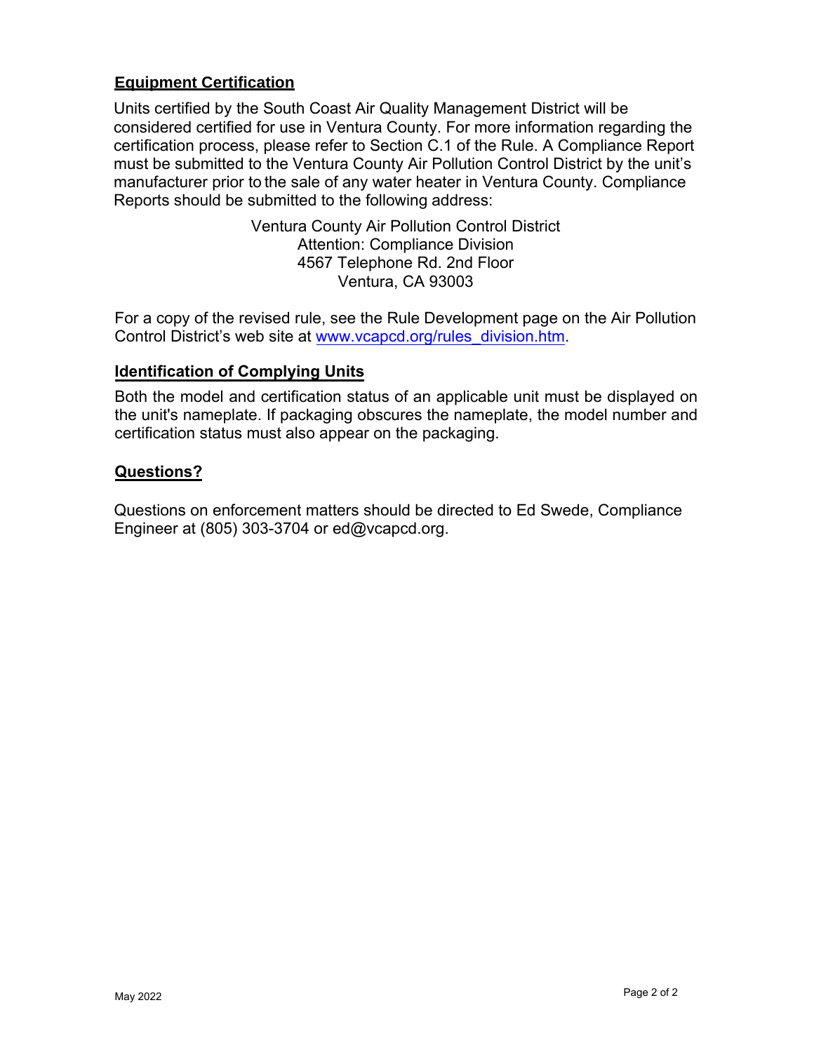## Equipment Certification

Units certified by the South Coast Air Quality Management District will be considered certified for use in Ventura County. For more information regarding the certification process, please refer to Section C.1 of the Rule. A Compliance Report must be submitted to the Ventura County Air Pollution Control District by the unit's manufacturer prior to the sale of any water heater in Ventura County. Compliance Reports should be submitted to the following address:

Ventura County Air Pollution Control District
Attention: Compliance Division
4567 Telephone Rd. 2nd Floor
Ventura, CA 93003

For a copy of the revised rule, see the Rule Development page on the Air Pollution Control District's web site at www.vcapcd.org/rules_division.htm.

## Identification of Complying Units

Both the model and certification status of an applicable unit must be displayed on the unit's nameplate. If packaging obscures the nameplate, the model number and certification status must also appear on the packaging.

## Questions?

Questions on enforcement matters should be directed to Ed Swede, Compliance Engineer at (805) 303-3704 or ed@vcapcd.org.

May 2022